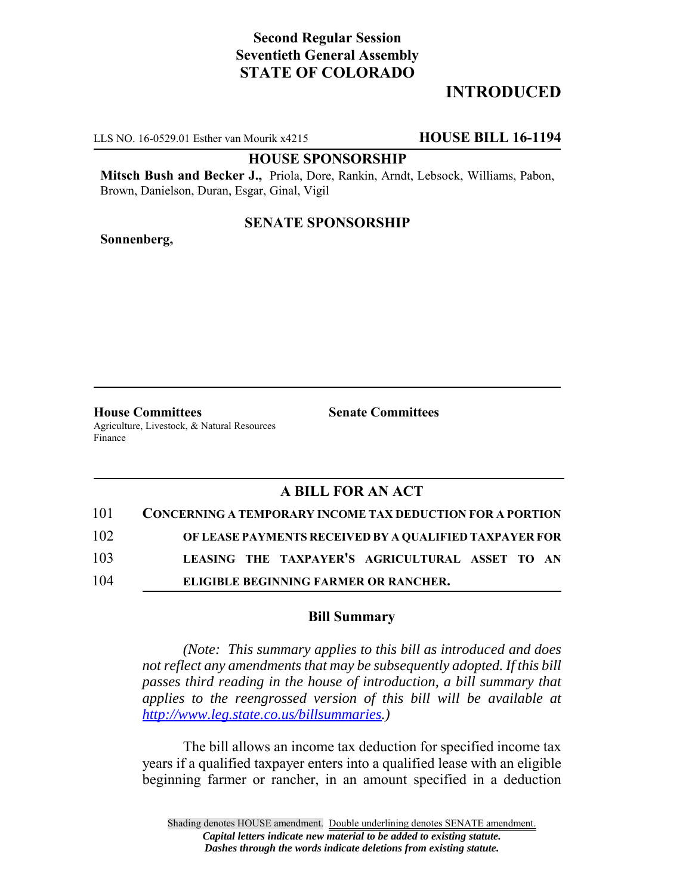**Second Regular Session**
**Seventieth General Assembly**
**STATE OF COLORADO**

# INTRODUCED

LLS NO. 16-0529.01 Esther van Mourik x4215 **HOUSE BILL 16-1194**

**HOUSE SPONSORSHIP**

**Mitsch Bush and Becker J.,** Priola, Dore, Rankin, Arndt, Lebsock, Williams, Pabon, Brown, Danielson, Duran, Esgar, Ginal, Vigil

**SENATE SPONSORSHIP**

**Sonnenberg,**

**House Committees**
Agriculture, Livestock, & Natural Resources
Finance

**Senate Committees**

## A BILL FOR AN ACT

101 **CONCERNING A TEMPORARY INCOME TAX DEDUCTION FOR A PORTION**
102 **OF LEASE PAYMENTS RECEIVED BY A QUALIFIED TAXPAYER FOR**
103 **LEASING THE TAXPAYER'S AGRICULTURAL ASSET TO AN**
104 **ELIGIBLE BEGINNING FARMER OR RANCHER.**

**Bill Summary**

*(Note: This summary applies to this bill as introduced and does not reflect any amendments that may be subsequently adopted. If this bill passes third reading in the house of introduction, a bill summary that applies to the reengrossed version of this bill will be available at http://www.leg.state.co.us/billsummaries.)*

The bill allows an income tax deduction for specified income tax years if a qualified taxpayer enters into a qualified lease with an eligible beginning farmer or rancher, in an amount specified in a deduction

Shading denotes HOUSE amendment. Double underlining denotes SENATE amendment.
*Capital letters indicate new material to be added to existing statute.*
*Dashes through the words indicate deletions from existing statute.*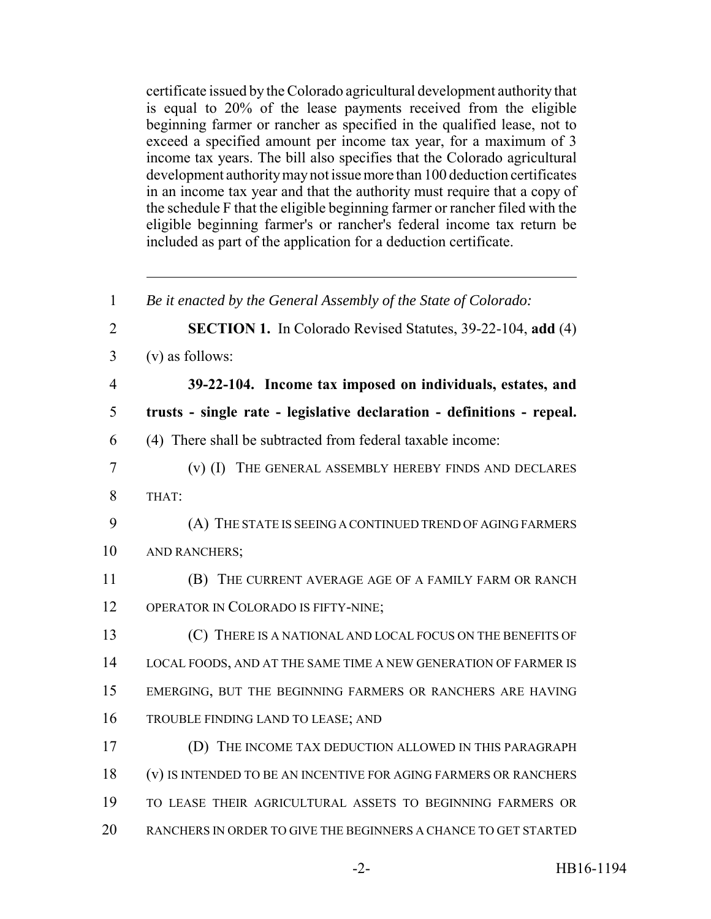certificate issued by the Colorado agricultural development authority that is equal to 20% of the lease payments received from the eligible beginning farmer or rancher as specified in the qualified lease, not to exceed a specified amount per income tax year, for a maximum of 3 income tax years. The bill also specifies that the Colorado agricultural development authority may not issue more than 100 deduction certificates in an income tax year and that the authority must require that a copy of the schedule F that the eligible beginning farmer or rancher filed with the eligible beginning farmer's or rancher's federal income tax return be included as part of the application for a deduction certificate.

---

1 *Be it enacted by the General Assembly of the State of Colorado:*

2 **SECTION 1.** In Colorado Revised Statutes, 39-22-104, **add** (4)

3 (v) as follows:

4 **39-22-104. Income tax imposed on individuals, estates, and**

5 **trusts - single rate - legislative declaration - definitions - repeal.**

6 (4) There shall be subtracted from federal taxable income:

7 (v) (I) THE GENERAL ASSEMBLY HEREBY FINDS AND DECLARES

8 THAT:

9 (A) THE STATE IS SEEING A CONTINUED TREND OF AGING FARMERS

10 AND RANCHERS;

11 (B) THE CURRENT AVERAGE AGE OF A FAMILY FARM OR RANCH

12 OPERATOR IN COLORADO IS FIFTY-NINE;

13 (C) THERE IS A NATIONAL AND LOCAL FOCUS ON THE BENEFITS OF

14 LOCAL FOODS, AND AT THE SAME TIME A NEW GENERATION OF FARMER IS

15 EMERGING, BUT THE BEGINNING FARMERS OR RANCHERS ARE HAVING

16 TROUBLE FINDING LAND TO LEASE; AND

17 (D) THE INCOME TAX DEDUCTION ALLOWED IN THIS PARAGRAPH

18 (v) IS INTENDED TO BE AN INCENTIVE FOR AGING FARMERS OR RANCHERS

19 TO LEASE THEIR AGRICULTURAL ASSETS TO BEGINNING FARMERS OR

20 RANCHERS IN ORDER TO GIVE THE BEGINNERS A CHANCE TO GET STARTED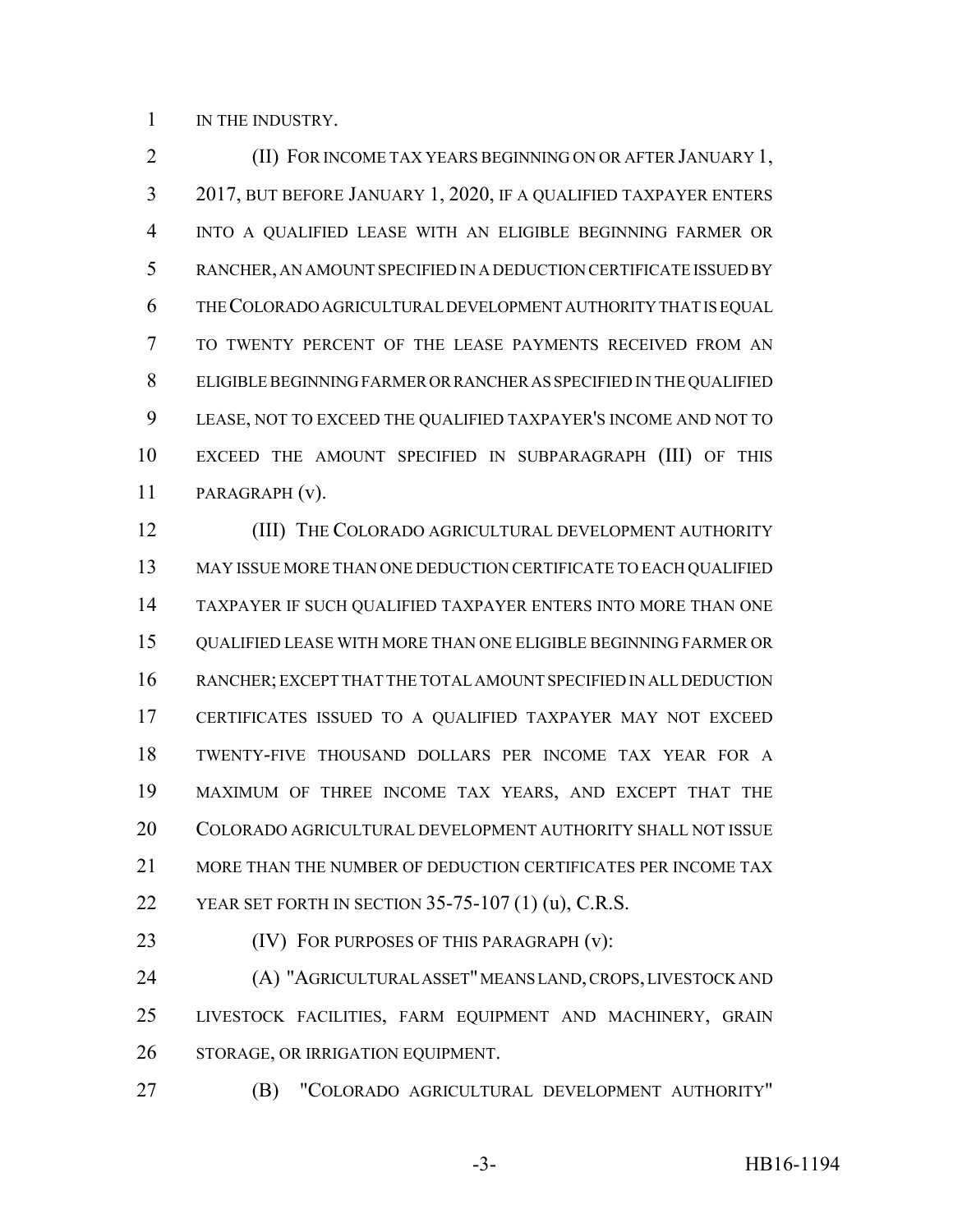IN THE INDUSTRY.

(II) FOR INCOME TAX YEARS BEGINNING ON OR AFTER JANUARY 1, 2017, BUT BEFORE JANUARY 1, 2020, IF A QUALIFIED TAXPAYER ENTERS INTO A QUALIFIED LEASE WITH AN ELIGIBLE BEGINNING FARMER OR RANCHER, AN AMOUNT SPECIFIED IN A DEDUCTION CERTIFICATE ISSUED BY THE COLORADO AGRICULTURAL DEVELOPMENT AUTHORITY THAT IS EQUAL TO TWENTY PERCENT OF THE LEASE PAYMENTS RECEIVED FROM AN ELIGIBLE BEGINNING FARMER OR RANCHER AS SPECIFIED IN THE QUALIFIED LEASE, NOT TO EXCEED THE QUALIFIED TAXPAYER'S INCOME AND NOT TO EXCEED THE AMOUNT SPECIFIED IN SUBPARAGRAPH (III) OF THIS PARAGRAPH (v).

(III) THE COLORADO AGRICULTURAL DEVELOPMENT AUTHORITY MAY ISSUE MORE THAN ONE DEDUCTION CERTIFICATE TO EACH QUALIFIED TAXPAYER IF SUCH QUALIFIED TAXPAYER ENTERS INTO MORE THAN ONE QUALIFIED LEASE WITH MORE THAN ONE ELIGIBLE BEGINNING FARMER OR RANCHER; EXCEPT THAT THE TOTAL AMOUNT SPECIFIED IN ALL DEDUCTION CERTIFICATES ISSUED TO A QUALIFIED TAXPAYER MAY NOT EXCEED TWENTY-FIVE THOUSAND DOLLARS PER INCOME TAX YEAR FOR A MAXIMUM OF THREE INCOME TAX YEARS, AND EXCEPT THAT THE COLORADO AGRICULTURAL DEVELOPMENT AUTHORITY SHALL NOT ISSUE MORE THAN THE NUMBER OF DEDUCTION CERTIFICATES PER INCOME TAX YEAR SET FORTH IN SECTION 35-75-107 (1) (u), C.R.S.

(IV) FOR PURPOSES OF THIS PARAGRAPH (v):

(A) "AGRICULTURAL ASSET" MEANS LAND, CROPS, LIVESTOCK AND LIVESTOCK FACILITIES, FARM EQUIPMENT AND MACHINERY, GRAIN STORAGE, OR IRRIGATION EQUIPMENT.

(B) "COLORADO AGRICULTURAL DEVELOPMENT AUTHORITY"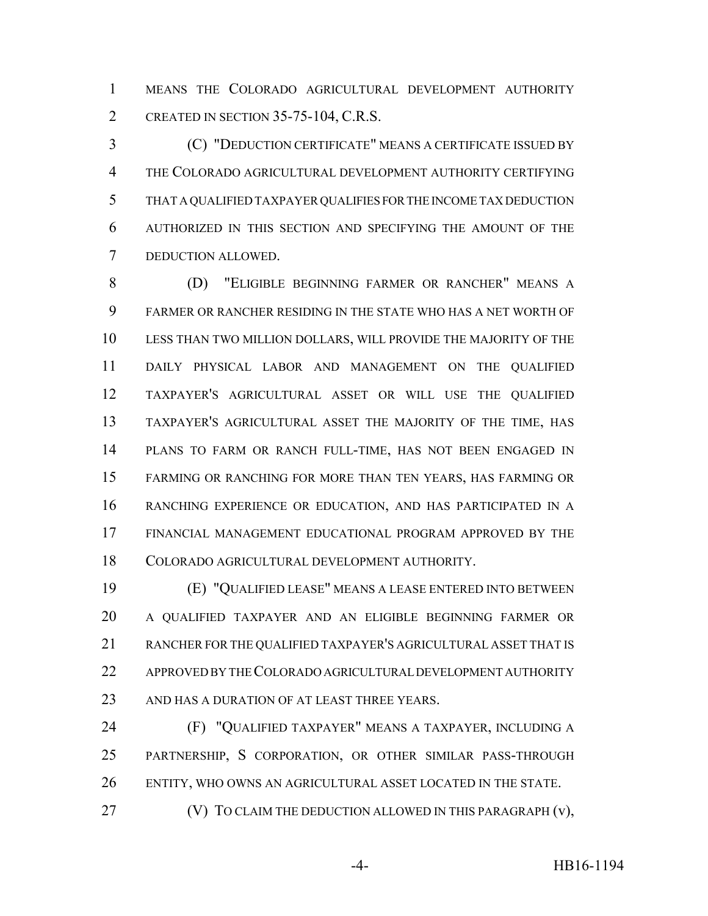MEANS THE COLORADO AGRICULTURAL DEVELOPMENT AUTHORITY CREATED IN SECTION 35-75-104, C.R.S.

(C) "DEDUCTION CERTIFICATE" MEANS A CERTIFICATE ISSUED BY THE COLORADO AGRICULTURAL DEVELOPMENT AUTHORITY CERTIFYING THAT A QUALIFIED TAXPAYER QUALIFIES FOR THE INCOME TAX DEDUCTION AUTHORIZED IN THIS SECTION AND SPECIFYING THE AMOUNT OF THE DEDUCTION ALLOWED.

(D) "ELIGIBLE BEGINNING FARMER OR RANCHER" MEANS A FARMER OR RANCHER RESIDING IN THE STATE WHO HAS A NET WORTH OF LESS THAN TWO MILLION DOLLARS, WILL PROVIDE THE MAJORITY OF THE DAILY PHYSICAL LABOR AND MANAGEMENT ON THE QUALIFIED TAXPAYER'S AGRICULTURAL ASSET OR WILL USE THE QUALIFIED TAXPAYER'S AGRICULTURAL ASSET THE MAJORITY OF THE TIME, HAS PLANS TO FARM OR RANCH FULL-TIME, HAS NOT BEEN ENGAGED IN FARMING OR RANCHING FOR MORE THAN TEN YEARS, HAS FARMING OR RANCHING EXPERIENCE OR EDUCATION, AND HAS PARTICIPATED IN A FINANCIAL MANAGEMENT EDUCATIONAL PROGRAM APPROVED BY THE COLORADO AGRICULTURAL DEVELOPMENT AUTHORITY.

(E) "QUALIFIED LEASE" MEANS A LEASE ENTERED INTO BETWEEN A QUALIFIED TAXPAYER AND AN ELIGIBLE BEGINNING FARMER OR RANCHER FOR THE QUALIFIED TAXPAYER'S AGRICULTURAL ASSET THAT IS APPROVED BY THE COLORADO AGRICULTURAL DEVELOPMENT AUTHORITY AND HAS A DURATION OF AT LEAST THREE YEARS.

(F) "QUALIFIED TAXPAYER" MEANS A TAXPAYER, INCLUDING A PARTNERSHIP, S CORPORATION, OR OTHER SIMILAR PASS-THROUGH ENTITY, WHO OWNS AN AGRICULTURAL ASSET LOCATED IN THE STATE.

(V) TO CLAIM THE DEDUCTION ALLOWED IN THIS PARAGRAPH (v),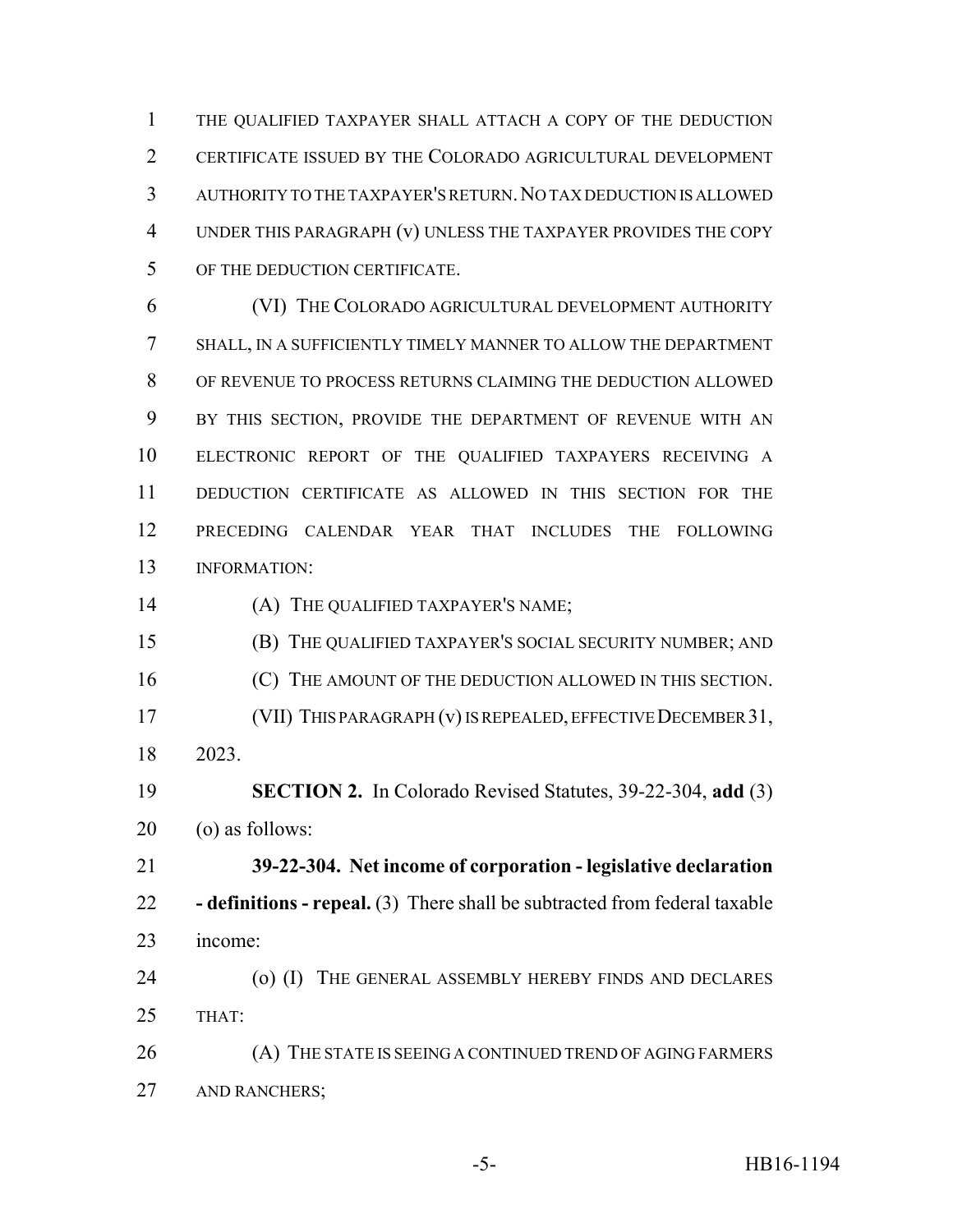THE QUALIFIED TAXPAYER SHALL ATTACH A COPY OF THE DEDUCTION CERTIFICATE ISSUED BY THE COLORADO AGRICULTURAL DEVELOPMENT AUTHORITY TO THE TAXPAYER'S RETURN. NO TAX DEDUCTION IS ALLOWED UNDER THIS PARAGRAPH (v) UNLESS THE TAXPAYER PROVIDES THE COPY OF THE DEDUCTION CERTIFICATE.

(VI) THE COLORADO AGRICULTURAL DEVELOPMENT AUTHORITY SHALL, IN A SUFFICIENTLY TIMELY MANNER TO ALLOW THE DEPARTMENT OF REVENUE TO PROCESS RETURNS CLAIMING THE DEDUCTION ALLOWED BY THIS SECTION, PROVIDE THE DEPARTMENT OF REVENUE WITH AN ELECTRONIC REPORT OF THE QUALIFIED TAXPAYERS RECEIVING A DEDUCTION CERTIFICATE AS ALLOWED IN THIS SECTION FOR THE PRECEDING CALENDAR YEAR THAT INCLUDES THE FOLLOWING INFORMATION:

(A) THE QUALIFIED TAXPAYER'S NAME;

(B) THE QUALIFIED TAXPAYER'S SOCIAL SECURITY NUMBER; AND

(C) THE AMOUNT OF THE DEDUCTION ALLOWED IN THIS SECTION.

(VII) THIS PARAGRAPH (v) IS REPEALED, EFFECTIVE DECEMBER 31, 2023.

**SECTION 2.** In Colorado Revised Statutes, 39-22-304, **add** (3) (o) as follows:

**39-22-304. Net income of corporation - legislative declaration - definitions - repeal.** (3) There shall be subtracted from federal taxable income:

(o) (I) THE GENERAL ASSEMBLY HEREBY FINDS AND DECLARES THAT:

(A) THE STATE IS SEEING A CONTINUED TREND OF AGING FARMERS AND RANCHERS;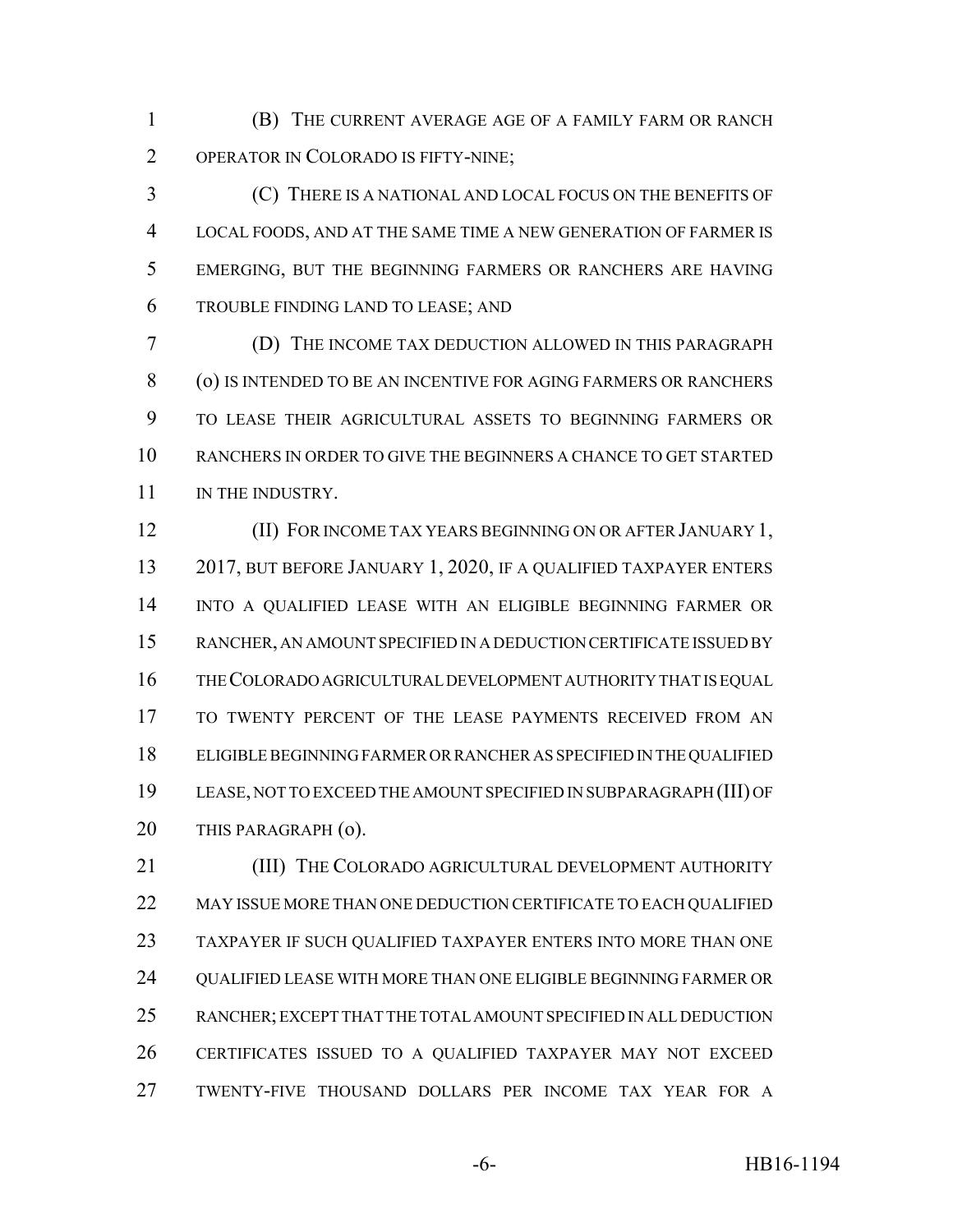(B) THE CURRENT AVERAGE AGE OF A FAMILY FARM OR RANCH OPERATOR IN COLORADO IS FIFTY-NINE;

(C) THERE IS A NATIONAL AND LOCAL FOCUS ON THE BENEFITS OF LOCAL FOODS, AND AT THE SAME TIME A NEW GENERATION OF FARMER IS EMERGING, BUT THE BEGINNING FARMERS OR RANCHERS ARE HAVING TROUBLE FINDING LAND TO LEASE; AND

(D) THE INCOME TAX DEDUCTION ALLOWED IN THIS PARAGRAPH (o) IS INTENDED TO BE AN INCENTIVE FOR AGING FARMERS OR RANCHERS TO LEASE THEIR AGRICULTURAL ASSETS TO BEGINNING FARMERS OR RANCHERS IN ORDER TO GIVE THE BEGINNERS A CHANCE TO GET STARTED IN THE INDUSTRY.

(II) FOR INCOME TAX YEARS BEGINNING ON OR AFTER JANUARY 1, 2017, BUT BEFORE JANUARY 1, 2020, IF A QUALIFIED TAXPAYER ENTERS INTO A QUALIFIED LEASE WITH AN ELIGIBLE BEGINNING FARMER OR RANCHER, AN AMOUNT SPECIFIED IN A DEDUCTION CERTIFICATE ISSUED BY THE COLORADO AGRICULTURAL DEVELOPMENT AUTHORITY THAT IS EQUAL TO TWENTY PERCENT OF THE LEASE PAYMENTS RECEIVED FROM AN ELIGIBLE BEGINNING FARMER OR RANCHER AS SPECIFIED IN THE QUALIFIED LEASE, NOT TO EXCEED THE AMOUNT SPECIFIED IN SUBPARAGRAPH (III) OF THIS PARAGRAPH (o).

(III) THE COLORADO AGRICULTURAL DEVELOPMENT AUTHORITY MAY ISSUE MORE THAN ONE DEDUCTION CERTIFICATE TO EACH QUALIFIED TAXPAYER IF SUCH QUALIFIED TAXPAYER ENTERS INTO MORE THAN ONE QUALIFIED LEASE WITH MORE THAN ONE ELIGIBLE BEGINNING FARMER OR RANCHER; EXCEPT THAT THE TOTAL AMOUNT SPECIFIED IN ALL DEDUCTION CERTIFICATES ISSUED TO A QUALIFIED TAXPAYER MAY NOT EXCEED TWENTY-FIVE THOUSAND DOLLARS PER INCOME TAX YEAR FOR A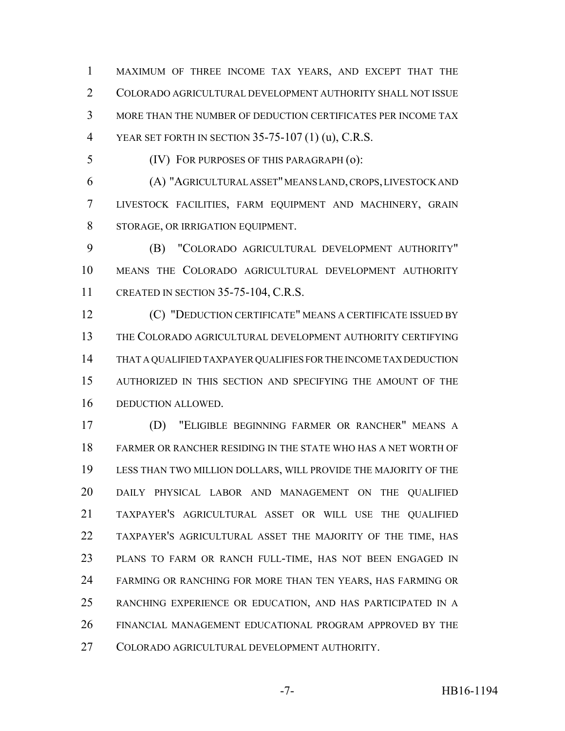MAXIMUM OF THREE INCOME TAX YEARS, AND EXCEPT THAT THE COLORADO AGRICULTURAL DEVELOPMENT AUTHORITY SHALL NOT ISSUE MORE THAN THE NUMBER OF DEDUCTION CERTIFICATES PER INCOME TAX YEAR SET FORTH IN SECTION 35-75-107 (1) (u), C.R.S.

(IV) FOR PURPOSES OF THIS PARAGRAPH (o):

(A) "AGRICULTURAL ASSET" MEANS LAND, CROPS, LIVESTOCK AND LIVESTOCK FACILITIES, FARM EQUIPMENT AND MACHINERY, GRAIN STORAGE, OR IRRIGATION EQUIPMENT.

(B) "COLORADO AGRICULTURAL DEVELOPMENT AUTHORITY" MEANS THE COLORADO AGRICULTURAL DEVELOPMENT AUTHORITY CREATED IN SECTION 35-75-104, C.R.S.

(C) "DEDUCTION CERTIFICATE" MEANS A CERTIFICATE ISSUED BY THE COLORADO AGRICULTURAL DEVELOPMENT AUTHORITY CERTIFYING THAT A QUALIFIED TAXPAYER QUALIFIES FOR THE INCOME TAX DEDUCTION AUTHORIZED IN THIS SECTION AND SPECIFYING THE AMOUNT OF THE DEDUCTION ALLOWED.

(D) "ELIGIBLE BEGINNING FARMER OR RANCHER" MEANS A FARMER OR RANCHER RESIDING IN THE STATE WHO HAS A NET WORTH OF LESS THAN TWO MILLION DOLLARS, WILL PROVIDE THE MAJORITY OF THE DAILY PHYSICAL LABOR AND MANAGEMENT ON THE QUALIFIED TAXPAYER'S AGRICULTURAL ASSET OR WILL USE THE QUALIFIED TAXPAYER'S AGRICULTURAL ASSET THE MAJORITY OF THE TIME, HAS PLANS TO FARM OR RANCH FULL-TIME, HAS NOT BEEN ENGAGED IN FARMING OR RANCHING FOR MORE THAN TEN YEARS, HAS FARMING OR RANCHING EXPERIENCE OR EDUCATION, AND HAS PARTICIPATED IN A FINANCIAL MANAGEMENT EDUCATIONAL PROGRAM APPROVED BY THE COLORADO AGRICULTURAL DEVELOPMENT AUTHORITY.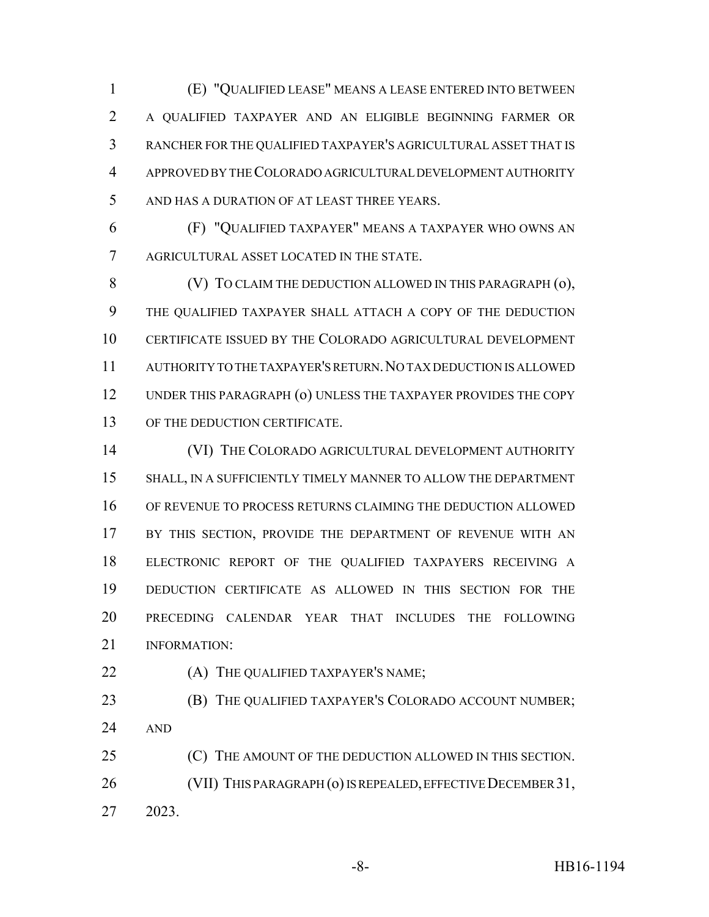(E) "QUALIFIED LEASE" MEANS A LEASE ENTERED INTO BETWEEN A QUALIFIED TAXPAYER AND AN ELIGIBLE BEGINNING FARMER OR RANCHER FOR THE QUALIFIED TAXPAYER'S AGRICULTURAL ASSET THAT IS APPROVED BY THE COLORADO AGRICULTURAL DEVELOPMENT AUTHORITY AND HAS A DURATION OF AT LEAST THREE YEARS.

(F) "QUALIFIED TAXPAYER" MEANS A TAXPAYER WHO OWNS AN AGRICULTURAL ASSET LOCATED IN THE STATE.

(V) TO CLAIM THE DEDUCTION ALLOWED IN THIS PARAGRAPH (o), THE QUALIFIED TAXPAYER SHALL ATTACH A COPY OF THE DEDUCTION CERTIFICATE ISSUED BY THE COLORADO AGRICULTURAL DEVELOPMENT AUTHORITY TO THE TAXPAYER'S RETURN. NO TAX DEDUCTION IS ALLOWED UNDER THIS PARAGRAPH (o) UNLESS THE TAXPAYER PROVIDES THE COPY OF THE DEDUCTION CERTIFICATE.

(VI) THE COLORADO AGRICULTURAL DEVELOPMENT AUTHORITY SHALL, IN A SUFFICIENTLY TIMELY MANNER TO ALLOW THE DEPARTMENT OF REVENUE TO PROCESS RETURNS CLAIMING THE DEDUCTION ALLOWED BY THIS SECTION, PROVIDE THE DEPARTMENT OF REVENUE WITH AN ELECTRONIC REPORT OF THE QUALIFIED TAXPAYERS RECEIVING A DEDUCTION CERTIFICATE AS ALLOWED IN THIS SECTION FOR THE PRECEDING CALENDAR YEAR THAT INCLUDES THE FOLLOWING INFORMATION:

(A) THE QUALIFIED TAXPAYER'S NAME;

(B) THE QUALIFIED TAXPAYER'S COLORADO ACCOUNT NUMBER; AND

(C) THE AMOUNT OF THE DEDUCTION ALLOWED IN THIS SECTION.

(VII) THIS PARAGRAPH (o) IS REPEALED, EFFECTIVE DECEMBER 31, 2023.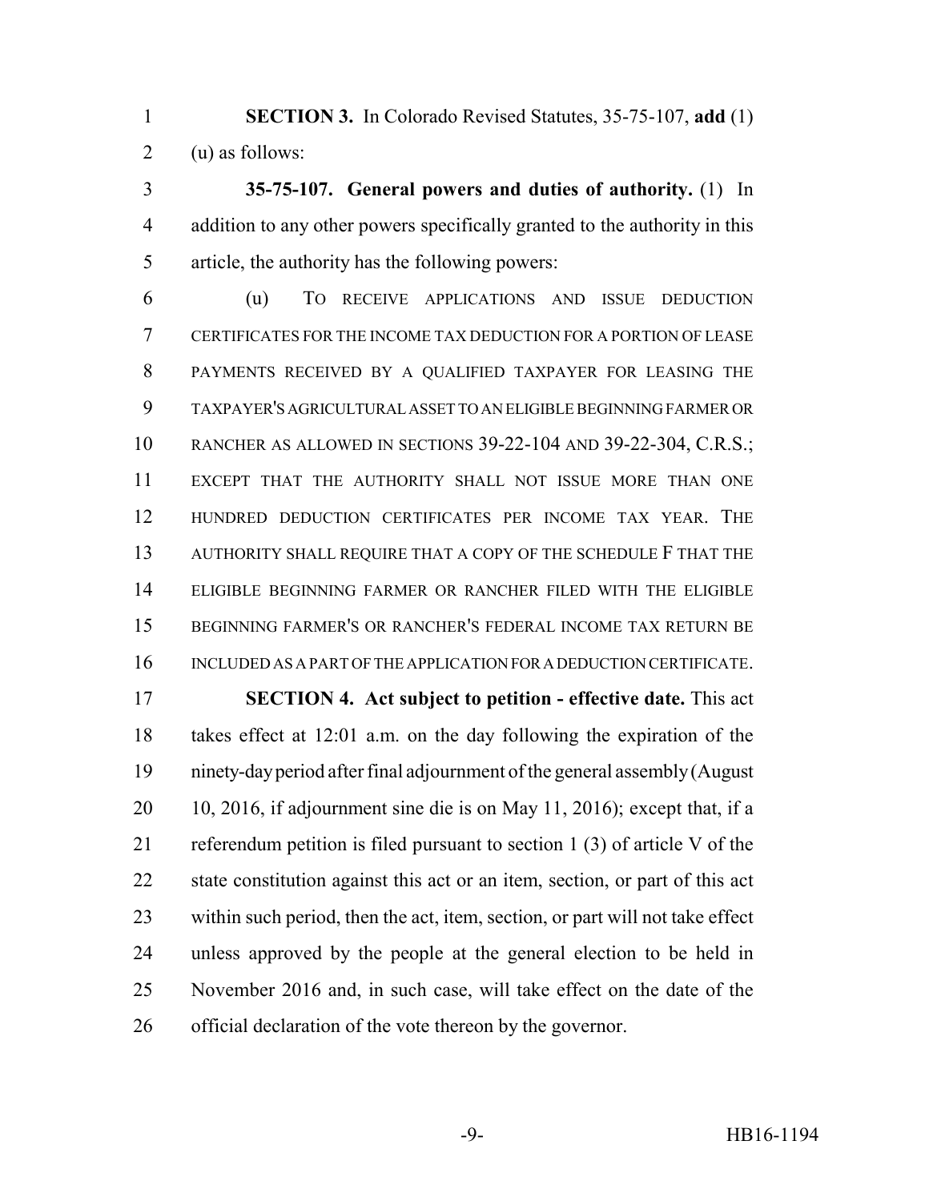**SECTION 3.** In Colorado Revised Statutes, 35-75-107, **add** (1) (u) as follows:

**35-75-107. General powers and duties of authority.** (1) In addition to any other powers specifically granted to the authority in this article, the authority has the following powers:

(u) TO RECEIVE APPLICATIONS AND ISSUE DEDUCTION CERTIFICATES FOR THE INCOME TAX DEDUCTION FOR A PORTION OF LEASE PAYMENTS RECEIVED BY A QUALIFIED TAXPAYER FOR LEASING THE TAXPAYER'S AGRICULTURAL ASSET TO AN ELIGIBLE BEGINNING FARMER OR RANCHER AS ALLOWED IN SECTIONS 39-22-104 AND 39-22-304, C.R.S.; EXCEPT THAT THE AUTHORITY SHALL NOT ISSUE MORE THAN ONE HUNDRED DEDUCTION CERTIFICATES PER INCOME TAX YEAR. THE AUTHORITY SHALL REQUIRE THAT A COPY OF THE SCHEDULE F THAT THE ELIGIBLE BEGINNING FARMER OR RANCHER FILED WITH THE ELIGIBLE BEGINNING FARMER'S OR RANCHER'S FEDERAL INCOME TAX RETURN BE INCLUDED AS A PART OF THE APPLICATION FOR A DEDUCTION CERTIFICATE.

**SECTION 4. Act subject to petition - effective date.** This act takes effect at 12:01 a.m. on the day following the expiration of the ninety-day period after final adjournment of the general assembly (August 10, 2016, if adjournment sine die is on May 11, 2016); except that, if a referendum petition is filed pursuant to section 1 (3) of article V of the state constitution against this act or an item, section, or part of this act within such period, then the act, item, section, or part will not take effect unless approved by the people at the general election to be held in November 2016 and, in such case, will take effect on the date of the official declaration of the vote thereon by the governor.